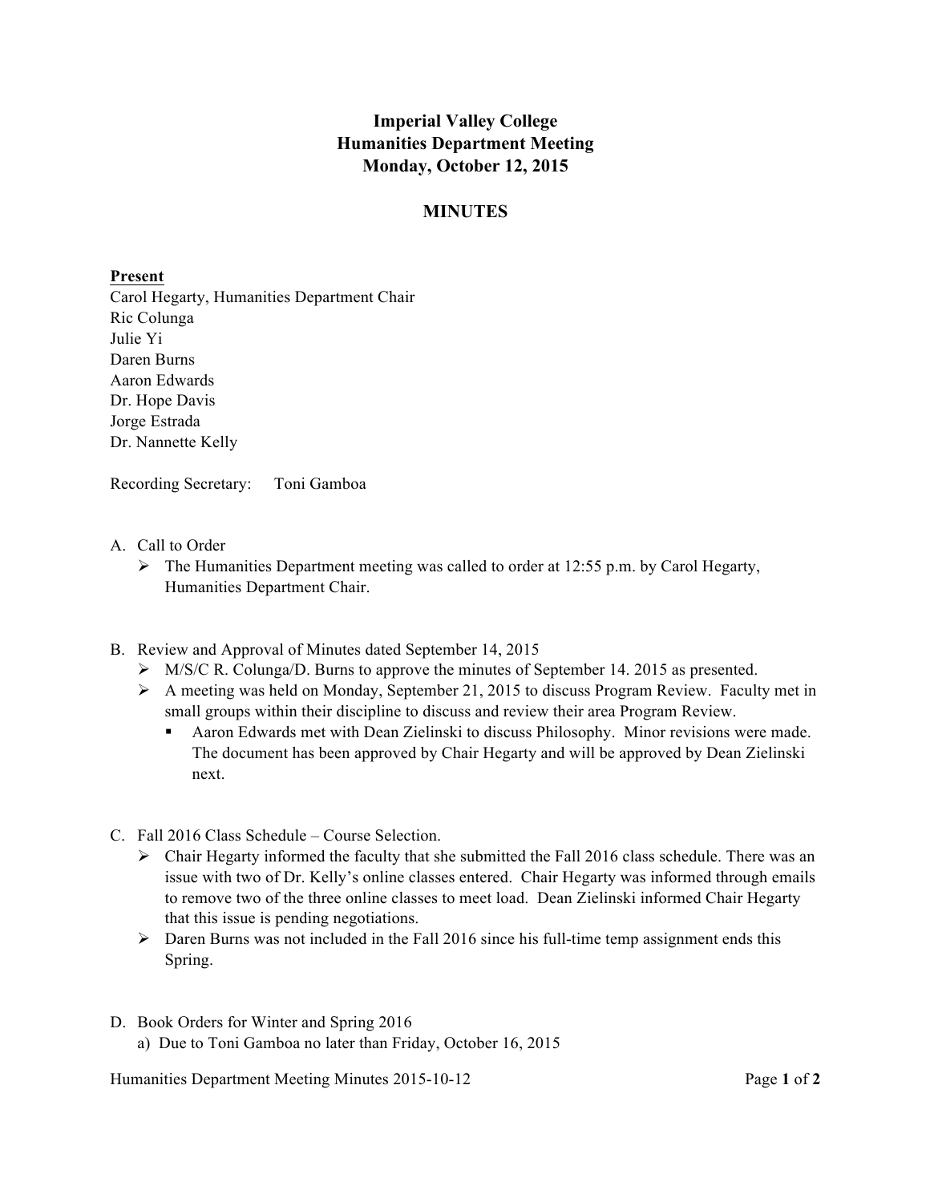# Imperial Valley College
# Humanities Department Meeting
# Monday, October 12, 2015

## MINUTES

**Present**

Carol Hegarty, Humanities Department Chair
Ric Colunga
Julie Yi
Daren Burns
Aaron Edwards
Dr. Hope Davis
Jorge Estrada
Dr. Nannette Kelly

Recording Secretary: Toni Gamboa

A. Call to Order
   - The Humanities Department meeting was called to order at 12:55 p.m. by Carol Hegarty, Humanities Department Chair.

B. Review and Approval of Minutes dated September 14, 2015
   - M/S/C R. Colunga/D. Burns to approve the minutes of September 14. 2015 as presented.
   - A meeting was held on Monday, September 21, 2015 to discuss Program Review. Faculty met in small groups within their discipline to discuss and review their area Program Review.
     - Aaron Edwards met with Dean Zielinski to discuss Philosophy. Minor revisions were made. The document has been approved by Chair Hegarty and will be approved by Dean Zielinski next.

C. Fall 2016 Class Schedule – Course Selection.
   - Chair Hegarty informed the faculty that she submitted the Fall 2016 class schedule. There was an issue with two of Dr. Kelly's online classes entered. Chair Hegarty was informed through emails to remove two of the three online classes to meet load. Dean Zielinski informed Chair Hegarty that this issue is pending negotiations.
   - Daren Burns was not included in the Fall 2016 since his full-time temp assignment ends this Spring.

D. Book Orders for Winter and Spring 2016
   a) Due to Toni Gamboa no later than Friday, October 16, 2015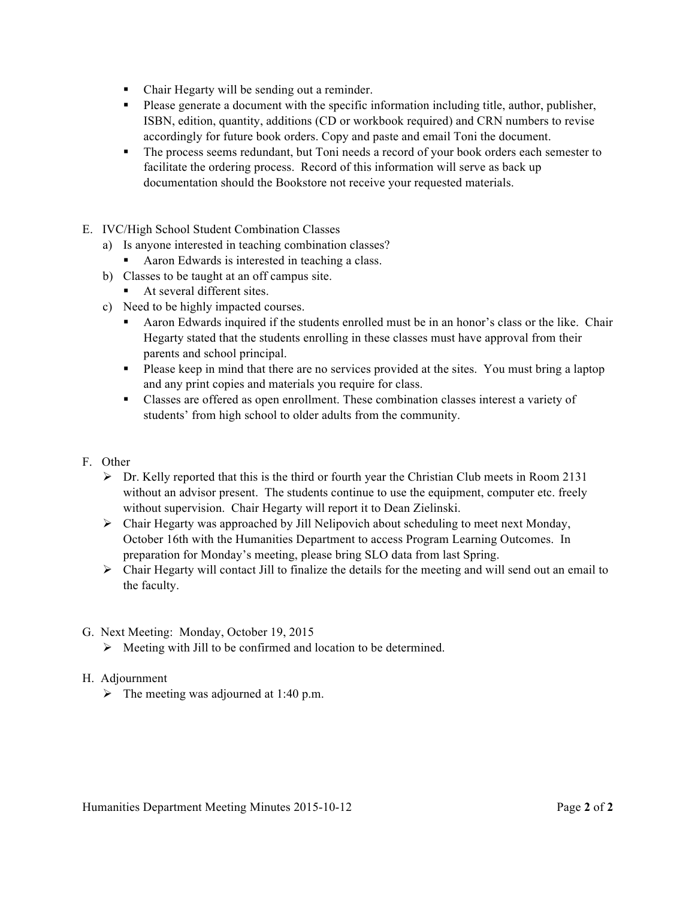- Chair Hegarty will be sending out a reminder.
- Please generate a document with the specific information including title, author, publisher, ISBN, edition, quantity, additions (CD or workbook required) and CRN numbers to revise accordingly for future book orders. Copy and paste and email Toni the document.
- The process seems redundant, but Toni needs a record of your book orders each semester to facilitate the ordering process. Record of this information will serve as back up documentation should the Bookstore not receive your requested materials.

E. IVC/High School Student Combination Classes

a) Is anyone interested in teaching combination classes?
  - Aaron Edwards is interested in teaching a class.

b) Classes to be taught at an off campus site.
  - At several different sites.

c) Need to be highly impacted courses.
  - Aaron Edwards inquired if the students enrolled must be in an honor's class or the like. Chair Hegarty stated that the students enrolling in these classes must have approval from their parents and school principal.
  - Please keep in mind that there are no services provided at the sites. You must bring a laptop and any print copies and materials you require for class.
  - Classes are offered as open enrollment. These combination classes interest a variety of students' from high school to older adults from the community.

F. Other

- Dr. Kelly reported that this is the third or fourth year the Christian Club meets in Room 2131 without an advisor present. The students continue to use the equipment, computer etc. freely without supervision. Chair Hegarty will report it to Dean Zielinski.
- Chair Hegarty was approached by Jill Nelipovich about scheduling to meet next Monday, October 16th with the Humanities Department to access Program Learning Outcomes. In preparation for Monday's meeting, please bring SLO data from last Spring.
- Chair Hegarty will contact Jill to finalize the details for the meeting and will send out an email to the faculty.

G. Next Meeting: Monday, October 19, 2015

- Meeting with Jill to be confirmed and location to be determined.

H. Adjournment

- The meeting was adjourned at 1:40 p.m.